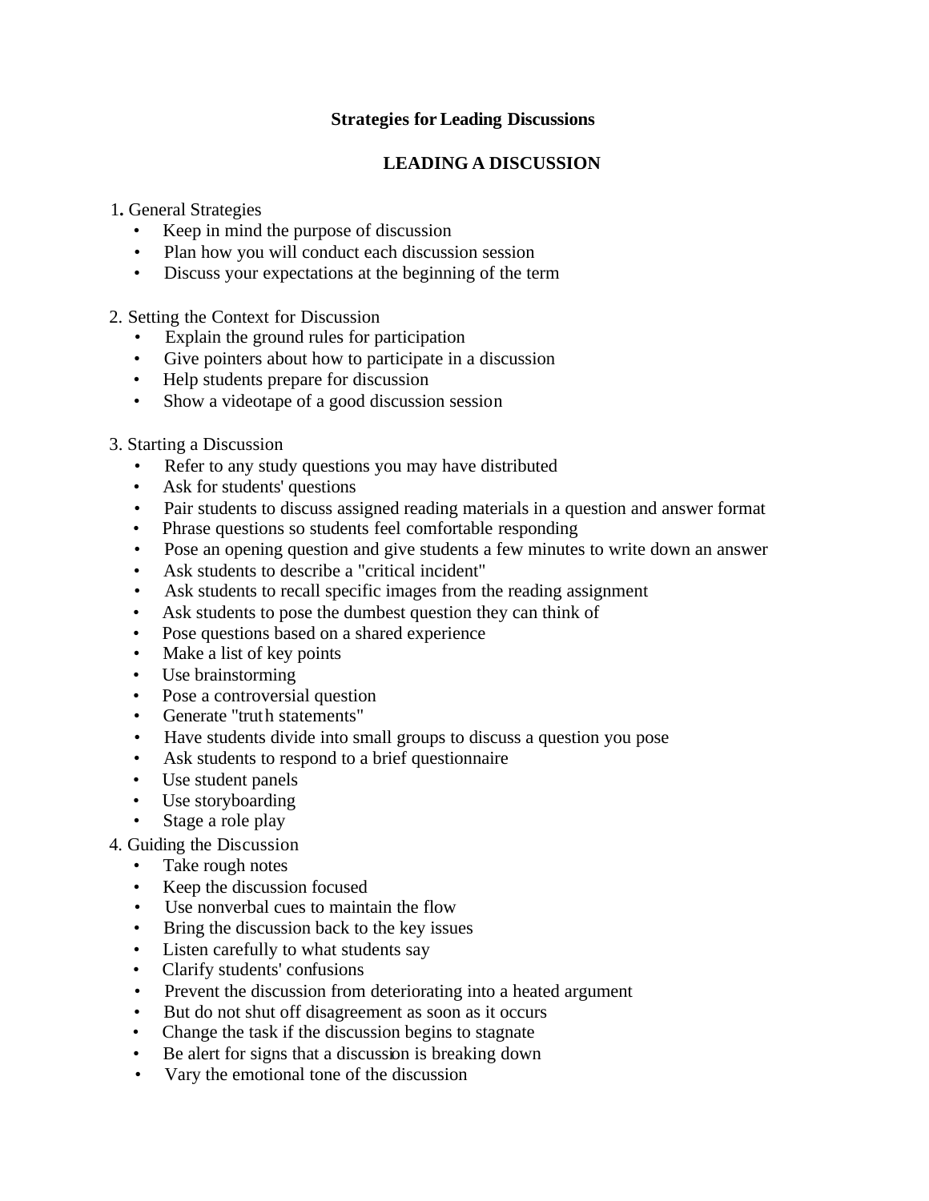# Strategies for Leading Discussions

## LEADING A DISCUSSION

1. General Strategies
   - Keep in mind the purpose of discussion
   - Plan how you will conduct each discussion session
   - Discuss your expectations at the beginning of the term

2. Setting the Context for Discussion
   - Explain the ground rules for participation
   - Give pointers about how to participate in a discussion
   - Help students prepare for discussion
   - Show a videotape of a good discussion session

3. Starting a Discussion
   - Refer to any study questions you may have distributed
   - Ask for students' questions
   - Pair students to discuss assigned reading materials in a question and answer format
   - Phrase questions so students feel comfortable responding
   - Pose an opening question and give students a few minutes to write down an answer
   - Ask students to describe a "critical incident"
   - Ask students to recall specific images from the reading assignment
   - Ask students to pose the dumbest question they can think of
   - Pose questions based on a shared experience
   - Make a list of key points
   - Use brainstorming
   - Pose a controversial question
   - Generate "truth statements"
   - Have students divide into small groups to discuss a question you pose
   - Ask students to respond to a brief questionnaire
   - Use student panels
   - Use storyboarding
   - Stage a role play

4. Guiding the Discussion
   - Take rough notes
   - Keep the discussion focused
   - Use nonverbal cues to maintain the flow
   - Bring the discussion back to the key issues
   - Listen carefully to what students say
   - Clarify students' confusions
   - Prevent the discussion from deteriorating into a heated argument
   - But do not shut off disagreement as soon as it occurs
   - Change the task if the discussion begins to stagnate
   - Be alert for signs that a discussion is breaking down
   - Vary the emotional tone of the discussion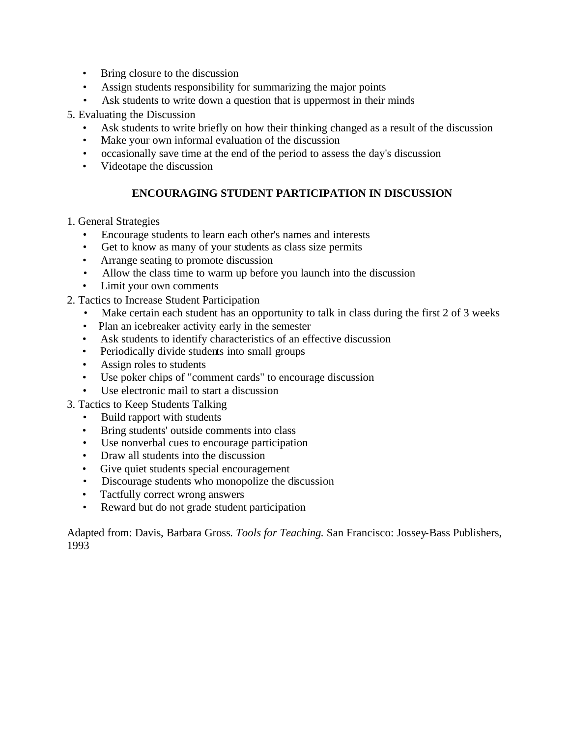- Bring closure to the discussion
- Assign students responsibility for summarizing the major points
- Ask students to write down a question that is uppermost in their minds

5. Evaluating the Discussion
   - Ask students to write briefly on how their thinking changed as a result of the discussion
   - Make your own informal evaluation of the discussion
   - occasionally save time at the end of the period to assess the day's discussion
   - Videotape the discussion

## ENCOURAGING STUDENT PARTICIPATION IN DISCUSSION

1. General Strategies
   - Encourage students to learn each other's names and interests
   - Get to know as many of your students as class size permits
   - Arrange seating to promote discussion
   - Allow the class time to warm up before you launch into the discussion
   - Limit your own comments
2. Tactics to Increase Student Participation
   - Make certain each student has an opportunity to talk in class during the first 2 of 3 weeks
   - Plan an icebreaker activity early in the semester
   - Ask students to identify characteristics of an effective discussion
   - Periodically divide students into small groups
   - Assign roles to students
   - Use poker chips of "comment cards" to encourage discussion
   - Use electronic mail to start a discussion
3. Tactics to Keep Students Talking
   - Build rapport with students
   - Bring students' outside comments into class
   - Use nonverbal cues to encourage participation
   - Draw all students into the discussion
   - Give quiet students special encouragement
   - Discourage students who monopolize the discussion
   - Tactfully correct wrong answers
   - Reward but do not grade student participation

Adapted from: Davis, Barbara Gross. *Tools for Teaching.* San Francisco: Jossey-Bass Publishers, 1993